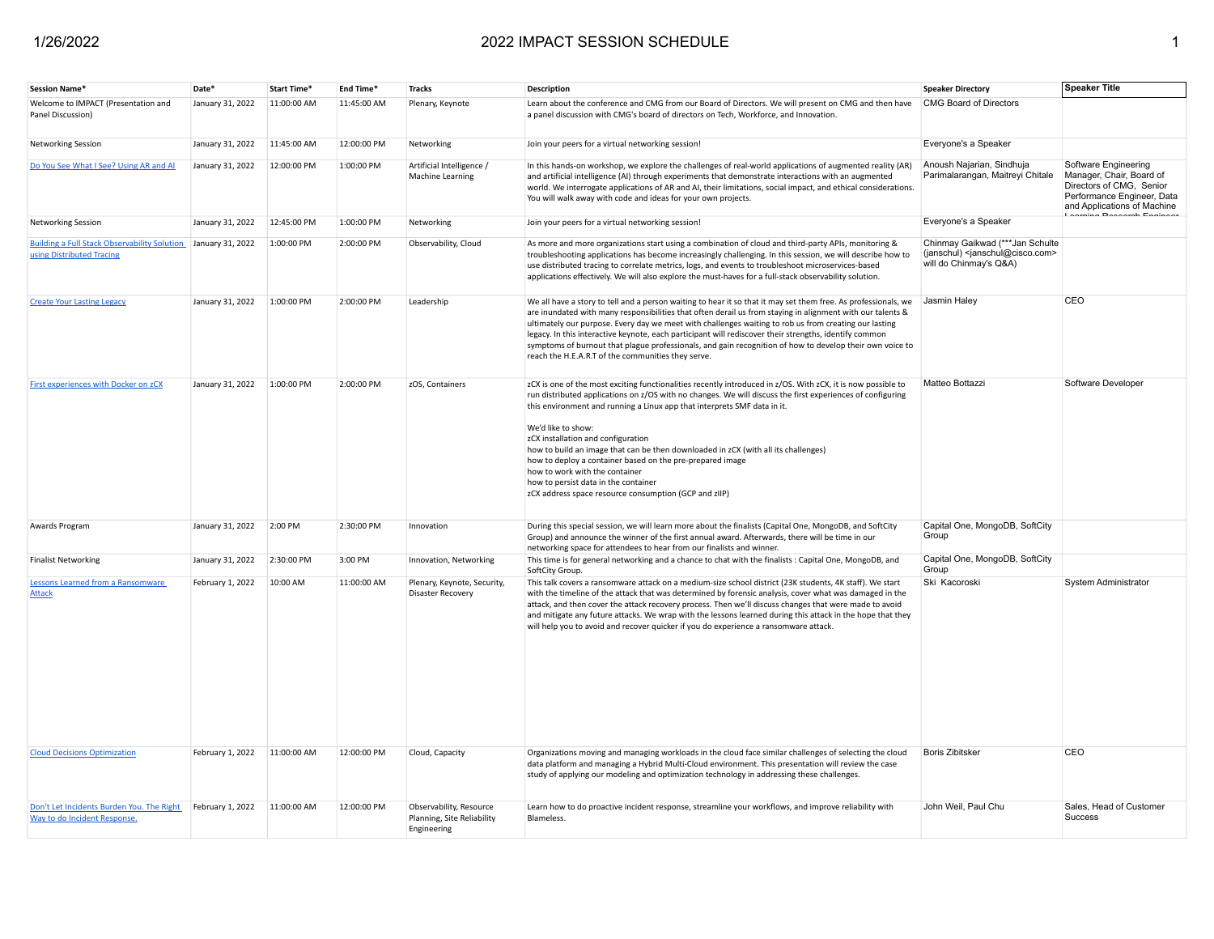| Session Name* | Date* | Start Time* | End Time* | Tracks | Description | Speaker Directory | Speaker Title |
|---|---|---|---|---|---|---|---|
| Welcome to IMPACT (Presentation and Panel Discussion) | January 31, 2022 | 11:00:00 AM | 11:45:00 AM | Plenary, Keynote | Learn about the conference and CMG from our Board of Directors. We will present on CMG and then have a panel discussion with CMG's board of directors on Tech, Workforce, and Innovation. | CMG Board of Directors | |
| Networking Session | January 31, 2022 | 11:45:00 AM | 12:00:00 PM | Networking | Join your peers for a virtual networking session! | Everyone's a Speaker | |
| Do You See What I See? Using AR and AI | January 31, 2022 | 12:00:00 PM | 1:00:00 PM | Artificial Intelligence / Machine Learning | In this hands-on workshop, we explore the challenges of real-world applications of augmented reality (AR) and artificial intelligence (AI) through experiments that demonstrate interactions with an augmented world. We interrogate applications of AR and AI, their limitations, social impact, and ethical considerations. You will walk away with code and ideas for your own projects. | Anoush Najarian, Sindhuja Parimalarangan, Maitreyi Chitale | Software Engineering Manager, Chair, Board of Directors of CMG, Senior Performance Engineer, Data and Applications of Machine Learning Research Engineer |
| Networking Session | January 31, 2022 | 12:45:00 PM | 1:00:00 PM | Networking | Join your peers for a virtual networking session! | Everyone's a Speaker | |
| Building a Full Stack Observability Solution using Distributed Tracing | January 31, 2022 | 1:00:00 PM | 2:00:00 PM | Observability, Cloud | As more and more organizations start using a combination of cloud and third-party APIs, monitoring & troubleshooting applications has become increasingly challenging. In this session, we will describe how to use distributed tracing to correlate metrics, logs, and events to troubleshoot microservices-based applications effectively. We will also explore the must-haves for a full-stack observability solution. | Chinmay Gaikwad (***Jan Schulte (janschul) <janschul@cisco.com> will do Chinmay's Q&A) | |
| Create Your Lasting Legacy | January 31, 2022 | 1:00:00 PM | 2:00:00 PM | Leadership | We all have a story to tell and a person waiting to hear it so that it may set them free. As professionals, we are inundated with many responsibilities that often derail us from staying in alignment with our talents & ultimately our purpose. Every day we meet with challenges waiting to rob us from creating our lasting legacy. In this interactive keynote, each participant will rediscover their strengths, identify common symptoms of burnout that plague professionals, and gain recognition of how to develop their own voice to reach the H.E.A.R.T of the communities they serve. | Jasmin Haley | CEO |
| First experiences with Docker on zCX | January 31, 2022 | 1:00:00 PM | 2:00:00 PM | zOS, Containers | zCX is one of the most exciting functionalities recently introduced in z/OS. With zCX, it is now possible to run distributed applications on z/OS with no changes. We will discuss the first experiences of configuring this environment and running a Linux app that interprets SMF data in it.<br><br>We'd like to show:<br>zCX installation and configuration<br>how to build an image that can be then downloaded in zCX (with all its challenges)<br>how to deploy a container based on the pre-prepared image<br>how to work with the container<br>how to persist data in the container<br>zCX address space resource consumption (GCP and zIIP) | Matteo Bottazzi | Software Developer |
| Awards Program | January 31, 2022 | 2:00 PM | 2:30:00 PM | Innovation | During this special session, we will learn more about the finalists (Capital One, MongoDB, and SoftCity Group) and announce the winner of the first annual award. Afterwards, there will be time in our networking space for attendees to hear from our finalists and winner. | Capital One, MongoDB, SoftCity Group | |
| Finalist Networking | January 31, 2022 | 2:30:00 PM | 3:00 PM | Innovation, Networking | This time is for general networking and a chance to chat with the finalists : Capital One, MongoDB, and SoftCity Group. | Capital One, MongoDB, SoftCity Group | |
| Lessons Learned from a Ransomware Attack | February 1, 2022 | 10:00 AM | 11:00:00 AM | Plenary, Keynote, Security, Disaster Recovery | This talk covers a ransomware attack on a medium-size school district (23K students, 4K staff). We start with the timeline of the attack that was determined by forensic analysis, cover what was damaged in the attack, and then cover the attack recovery process. Then we'll discuss changes that were made to avoid and mitigate any future attacks. We wrap with the lessons learned during this attack in the hope that they will help you to avoid and recover quicker if you do experience a ransomware attack. | Ski Kacoroski | System Administrator |
| Cloud Decisions Optimization | February 1, 2022 | 11:00:00 AM | 12:00:00 PM | Cloud, Capacity | Organizations moving and managing workloads in the cloud face similar challenges of selecting the cloud data platform and managing a Hybrid Multi-Cloud environment. This presentation will review the case study of applying our modeling and optimization technology in addressing these challenges. | Boris Zibitsker | CEO |
| Don't Let Incidents Burden You. The Right Way to do Incident Response. | February 1, 2022 | 11:00:00 AM | 12:00:00 PM | Observability, Resource Planning, Site Reliability Engineering | Learn how to do proactive incident response, streamline your workflows, and improve reliability with Blameless. | John Weil, Paul Chu | Sales, Head of Customer Success |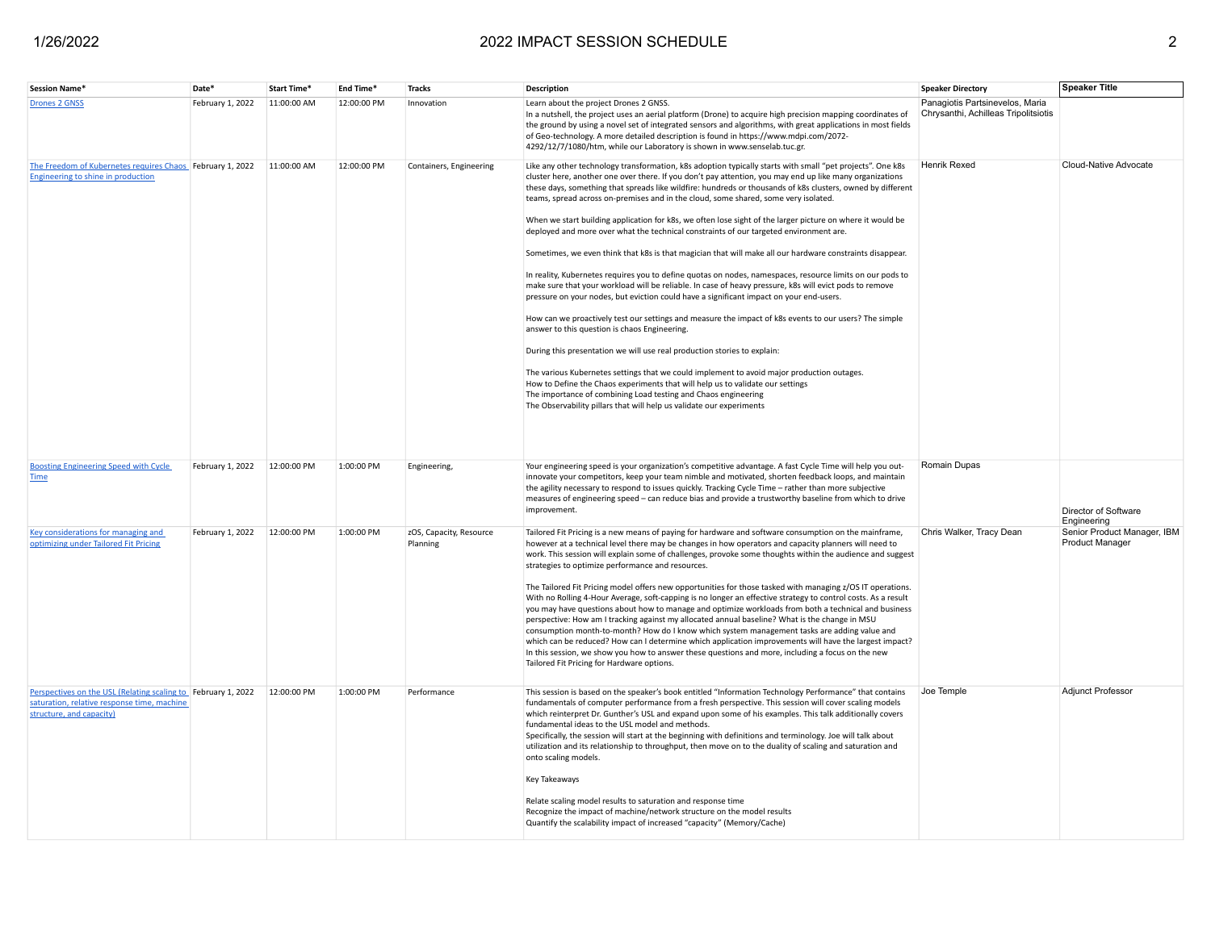| Session Name* | Date* | Start Time* | End Time* | Tracks | Description | Speaker Directory | Speaker Title |
|---|---|---|---|---|---|---|---|
| Drones 2 GNSS | February 1, 2022 | 11:00:00 AM | 12:00:00 PM | Innovation | Learn about the project Drones 2 GNSS.<br>In a nutshell, the project uses an aerial platform (Drone) to acquire high precision mapping coordinates of the ground by using a novel set of integrated sensors and algorithms, with great applications in most fields of Geo-technology. A more detailed description is found in https://www.mdpi.com/2072-4292/12/7/1080/htm, while our Laboratory is shown in www.senselab.tuc.gr. | Panagiotis Partsinevelos, Maria Chrysanthi, Achilleas Tripolitsiotis | |
| The Freedom of Kubernetes requires Chaos Engineering to shine in production | February 1, 2022 | 11:00:00 AM | 12:00:00 PM | Containers, Engineering | Like any other technology transformation, k8s adoption typically starts with small "pet projects". One k8s cluster here, another one over there. If you don't pay attention, you may end up like many organizations these days, something that spreads like wildfire: hundreds or thousands of k8s clusters, owned by different teams, spread across on-premises and in the cloud, some shared, some very isolated.<br><br>When we start building application for k8s, we often lose sight of the larger picture on where it would be deployed and more over what the technical constraints of our targeted environment are.<br><br>Sometimes, we even think that k8s is that magician that will make all our hardware constraints disappear.<br><br>In reality, Kubernetes requires you to define quotas on nodes, namespaces, resource limits on our pods to make sure that your workload will be reliable. In case of heavy pressure, k8s will evict pods to remove pressure on your nodes, but eviction could have a significant impact on your end-users.<br><br>How can we proactively test our settings and measure the impact of k8s events to our users? The simple answer to this question is chaos Engineering.<br><br>During this presentation we will use real production stories to explain:<br><br>The various Kubernetes settings that we could implement to avoid major production outages.<br>How to Define the Chaos experiments that will help us to validate our settings<br>The importance of combining Load testing and Chaos engineering<br>The Observability pillars that will help us validate our experiments | Henrik Rexed | Cloud-Native Advocate |
| Boosting Engineering Speed with Cycle Time | February 1, 2022 | 12:00:00 PM | 1:00:00 PM | Engineering, | Your engineering speed is your organization's competitive advantage. A fast Cycle Time will help you out-innovate your competitors, keep your team nimble and motivated, shorten feedback loops, and maintain the agility necessary to respond to issues quickly. Tracking Cycle Time – rather than more subjective measures of engineering speed – can reduce bias and provide a trustworthy baseline from which to drive improvement. | Romain Dupas | Director of Software Engineering |
| Key considerations for managing and optimizing under Tailored Fit Pricing | February 1, 2022 | 12:00:00 PM | 1:00:00 PM | zOS, Capacity, Resource Planning | Tailored Fit Pricing is a new means of paying for hardware and software consumption on the mainframe, however at a technical level there may be changes in how operators and capacity planners will need to work. This session will explain some of challenges, provoke some thoughts within the audience and suggest strategies to optimize performance and resources.<br><br>The Tailored Fit Pricing model offers new opportunities for those tasked with managing z/OS IT operations. With no Rolling 4-Hour Average, soft-capping is no longer an effective strategy to control costs. As a result you may have questions about how to manage and optimize workloads from both a technical and business perspective: How am I tracking against my allocated annual baseline? What is the change in MSU consumption month-to-month? How do I know which system management tasks are adding value and which can be reduced? How can I determine which application improvements will have the largest impact? In this session, we show you how to answer these questions and more, including a focus on the new Tailored Fit Pricing for Hardware options. | Chris Walker, Tracy Dean | Senior Product Manager, IBM Product Manager |
| Perspectives on the USL (Relating scaling to saturation, relative response time, machine structure, and capacity) | February 1, 2022 | 12:00:00 PM | 1:00:00 PM | Performance | This session is based on the speaker's book entitled "Information Technology Performance" that contains fundamentals of computer performance from a fresh perspective. This session will cover scaling models which reinterpret Dr. Gunther's USL and expand upon some of his examples. This talk additionally covers fundamental ideas to the USL model and methods.<br>Specifically, the session will start at the beginning with definitions and terminology. Joe will talk about utilization and its relationship to throughput, then move on to the duality of scaling and saturation and onto scaling models.<br><br>Key Takeaways<br><br>Relate scaling model results to saturation and response time<br>Recognize the impact of machine/network structure on the model results<br>Quantify the scalability impact of increased "capacity" (Memory/Cache) | Joe Temple | Adjunct Professor |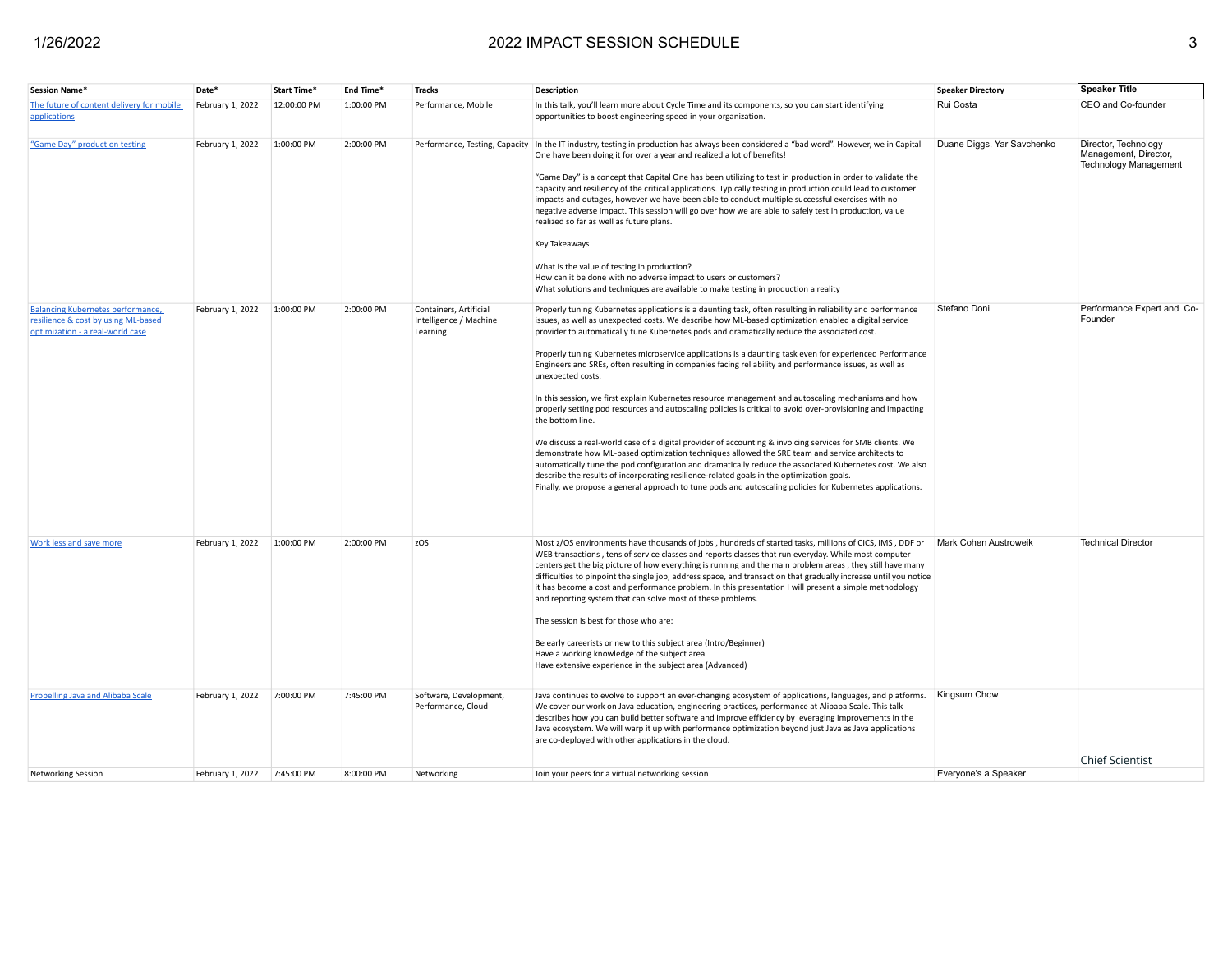| Session Name* | Date* | Start Time* | End Time* | Tracks | Description | Speaker Directory | Speaker Title |
|---|---|---|---|---|---|---|---|
| The future of content delivery for mobile applications | February 1, 2022 | 12:00:00 PM | 1:00:00 PM | Performance, Mobile | In this talk, you'll learn more about Cycle Time and its components, so you can start identifying opportunities to boost engineering speed in your organization. | Rui Costa | CEO and Co-founder |
| "Game Day" production testing | February 1, 2022 | 1:00:00 PM | 2:00:00 PM | Performance, Testing, Capacity | In the IT industry, testing in production has always been considered a "bad word". However, we in Capital One have been doing it for over a year and realized a lot of benefits!<br><br>"Game Day" is a concept that Capital One has been utilizing to test in production in order to validate the capacity and resiliency of the critical applications. Typically testing in production could lead to customer impacts and outages, however we have been able to conduct multiple successful exercises with no negative adverse impact. This session will go over how we are able to safely test in production, value realized so far as well as future plans.<br><br>Key Takeaways<br><br>What is the value of testing in production?<br>How can it be done with no adverse impact to users or customers?<br>What solutions and techniques are available to make testing in production a reality | Duane Diggs, Yar Savchenko | Director, Technology Management, Director, Technology Management |
| Balancing Kubernetes performance, resilience & cost by using ML-based optimization - a real-world case | February 1, 2022 | 1:00:00 PM | 2:00:00 PM | Containers, Artificial Intelligence / Machine Learning | Properly tuning Kubernetes applications is a daunting task, often resulting in reliability and performance issues, as well as unexpected costs. We describe how ML-based optimization enabled a digital service provider to automatically tune Kubernetes pods and dramatically reduce the associated cost.<br><br>Properly tuning Kubernetes microservice applications is a daunting task even for experienced Performance Engineers and SREs, often resulting in companies facing reliability and performance issues, as well as unexpected costs.<br><br>In this session, we first explain Kubernetes resource management and autoscaling mechanisms and how properly setting pod resources and autoscaling policies is critical to avoid over-provisioning and impacting the bottom line.<br><br>We discuss a real-world case of a digital provider of accounting & invoicing services for SMB clients. We demonstrate how ML-based optimization techniques allowed the SRE team and service architects to automatically tune the pod configuration and dramatically reduce the associated Kubernetes cost. We also describe the results of incorporating resilience-related goals in the optimization goals.<br>Finally, we propose a general approach to tune pods and autoscaling policies for Kubernetes applications. | Stefano Doni | Performance Expert and Co-Founder |
| Work less and save more | February 1, 2022 | 1:00:00 PM | 2:00:00 PM | zOS | Most z/OS environments have thousands of jobs , hundreds of started tasks, millions of CICS, IMS , DDF or WEB transactions , tens of service classes and reports classes that run everyday. While most computer centers get the big picture of how everything is running and the main problem areas , they still have many difficulties to pinpoint the single job, address space, and transaction that gradually increase until you notice it has become a cost and performance problem. In this presentation I will present a simple methodology and reporting system that can solve most of these problems.<br><br>The session is best for those who are:<br><br>Be early careerists or new to this subject area (Intro/Beginner)<br>Have a working knowledge of the subject area<br>Have extensive experience in the subject area (Advanced) | Mark Cohen Austroweik | Technical Director |
| Propelling Java and Alibaba Scale | February 1, 2022 | 7:00:00 PM | 7:45:00 PM | Software, Development, Performance, Cloud | Java continues to evolve to support an ever-changing ecosystem of applications, languages, and platforms. We cover our work on Java education, engineering practices, performance at Alibaba Scale. This talk describes how you can build better software and improve efficiency by leveraging improvements in the Java ecosystem. We will warp it up with performance optimization beyond just Java as Java applications are co-deployed with other applications in the cloud. | Kingsum Chow | Chief Scientist |
| Networking Session | February 1, 2022 | 7:45:00 PM | 8:00:00 PM | Networking | Join your peers for a virtual networking session! | Everyone's a Speaker | |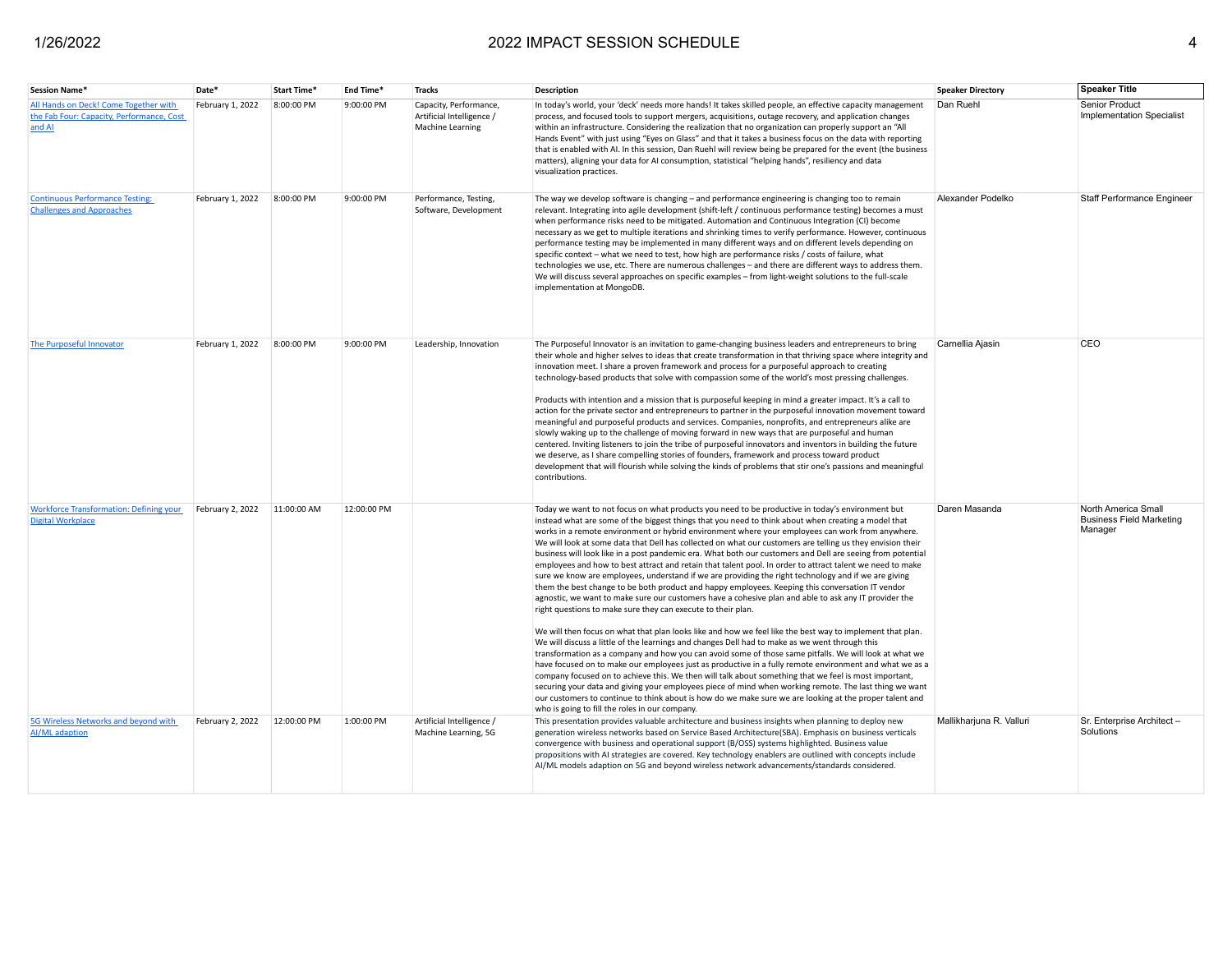| Session Name* | Date* | Start Time* | End Time* | Tracks | Description | Speaker Directory | Speaker Title |
|---|---|---|---|---|---|---|---|
| All Hands on Deck! Come Together with the Fab Four: Capacity, Performance, Cost and AI | February 1, 2022 | 8:00:00 PM | 9:00:00 PM | Capacity, Performance, Artificial Intelligence / Machine Learning | In today's world, your 'deck' needs more hands! It takes skilled people, an effective capacity management process, and focused tools to support mergers, acquisitions, outage recovery, and application changes within an infrastructure. Considering the realization that no organization can properly support an "All Hands Event" with just using "Eyes on Glass" and that it takes a business focus on the data with reporting that is enabled with AI. In this session, Dan Ruehl will review being be prepared for the event (the business matters), aligning your data for AI consumption, statistical "helping hands", resiliency and data visualization practices. | Dan Ruehl | Senior Product Implementation Specialist |
| Continuous Performance Testing: Challenges and Approaches | February 1, 2022 | 8:00:00 PM | 9:00:00 PM | Performance, Testing, Software, Development | The way we develop software is changing – and performance engineering is changing too to remain relevant. Integrating into agile development (shift-left / continuous performance testing) becomes a must when performance risks need to be mitigated. Automation and Continuous Integration (CI) become necessary as we get to multiple iterations and shrinking times to verify performance. However, continuous performance testing may be implemented in many different ways and on different levels depending on specific context – what we need to test, how high are performance risks / costs of failure, what technologies we use, etc. There are numerous challenges – and there are different ways to address them. We will discuss several approaches on specific examples – from light-weight solutions to the full-scale implementation at MongoDB. | Alexander Podelko | Staff Performance Engineer |
| The Purposeful Innovator | February 1, 2022 | 8:00:00 PM | 9:00:00 PM | Leadership, Innovation | The Purposeful Innovator is an invitation to game-changing business leaders and entrepreneurs to bring their whole and higher selves to ideas that create transformation in that thriving space where integrity and innovation meet. I share a proven framework and process for a purposeful approach to creating technology-based products that solve with compassion some of the world's most pressing challenges.<br><br>Products with intention and a mission that is purposeful keeping in mind a greater impact. It's a call to action for the private sector and entrepreneurs to partner in the purposeful innovation movement toward meaningful and purposeful products and services. Companies, nonprofits, and entrepreneurs alike are slowly waking up to the challenge of moving forward in new ways that are purposeful and human centered. Inviting listeners to join the tribe of purposeful innovators and inventors in building the future we deserve, as I share compelling stories of founders, framework and process toward product development that will flourish while solving the kinds of problems that stir one's passions and meaningful contributions. | Carnellia Ajasin | CEO |
| Workforce Transformation: Defining your Digital Workplace | February 2, 2022 | 11:00:00 AM | 12:00:00 PM | | Today we want to not focus on what products you need to be productive in today's environment but instead what are some of the biggest things that you need to think about when creating a model that works in a remote environment or hybrid environment where your employees can work from anywhere. We will look at some data that Dell has collected on what our customers are telling us they envision their business will look like in a post pandemic era. What both our customers and Dell are seeing from potential employees and how to best attract and retain that talent pool. In order to attract talent we need to make sure we know are employees, understand if we are providing the right technology and if we are giving them the best change to be both product and happy employees. Keeping this conversation IT vendor agnostic, we want to make sure our customers have a cohesive plan and able to ask any IT provider the right questions to make sure they can execute to their plan.<br><br>We will then focus on what that plan looks like and how we feel like the best way to implement that plan. We will discuss a little of the learnings and changes Dell had to make as we went through this transformation as a company and how you can avoid some of those same pitfalls. We will look at what we have focused on to make our employees just as productive in a fully remote environment and what we as a company focused on to achieve this. We then will talk about something that we feel is most important, securing your data and giving your employees piece of mind when working remote. The last thing we want our customers to continue to think about is how do we make sure we are looking at the proper talent and who is going to fill the roles in our company. | Daren Masanda | North America Small Business Field Marketing Manager |
| 5G Wireless Networks and beyond with AI/ML adaption | February 2, 2022 | 12:00:00 PM | 1:00:00 PM | Artificial Intelligence / Machine Learning, 5G | This presentation provides valuable architecture and business insights when planning to deploy new generation wireless networks based on Service Based Architecture(SBA). Emphasis on business verticals convergence with business and operational support (B/OSS) systems highlighted. Business value propositions with AI strategies are covered. Key technology enablers are outlined with concepts include AI/ML models adaption on 5G and beyond wireless network advancements/standards considered. | Mallikharjuna R. Valluri | Sr. Enterprise Architect – Solutions |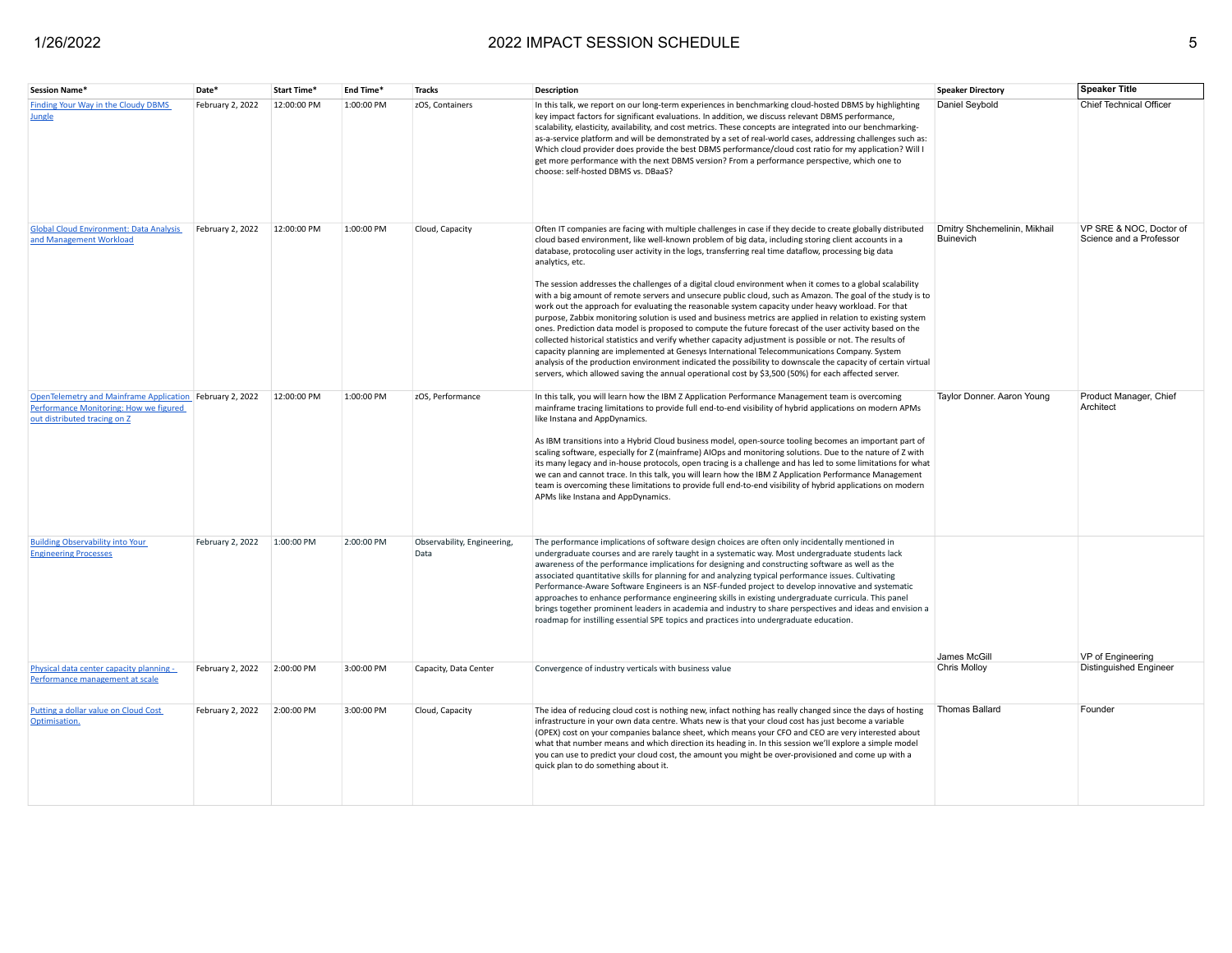| Session Name* | Date* | Start Time* | End Time* | Tracks | Description | Speaker Directory | Speaker Title |
|---|---|---|---|---|---|---|---|
| Finding Your Way in the Cloudy DBMS Jungle | February 2, 2022 | 12:00:00 PM | 1:00:00 PM | zOS, Containers | In this talk, we report on our long-term experiences in benchmarking cloud-hosted DBMS by highlighting key impact factors for significant evaluations. In addition, we discuss relevant DBMS performance, scalability, elasticity, availability, and cost metrics. These concepts are integrated into our benchmarking-as-a-service platform and will be demonstrated by a set of real-world cases, addressing challenges such as: Which cloud provider does provide the best DBMS performance/cloud cost ratio for my application? Will I get more performance with the next DBMS version? From a performance perspective, which one to choose: self-hosted DBMS vs. DBaaS? | Daniel Seybold | Chief Technical Officer |
| Global Cloud Environment: Data Analysis and Management Workload | February 2, 2022 | 12:00:00 PM | 1:00:00 PM | Cloud, Capacity | Often IT companies are facing with multiple challenges in case if they decide to create globally distributed cloud based environment, like well-known problem of big data, including storing client accounts in a database, protocoling user activity in the logs, transferring real time dataflow, processing big data analytics, etc.<br><br>The session addresses the challenges of a digital cloud environment when it comes to a global scalability with a big amount of remote servers and unsecure public cloud, such as Amazon. The goal of the study is to work out the approach for evaluating the reasonable system capacity under heavy workload. For that purpose, Zabbix monitoring solution is used and business metrics are applied in relation to existing system ones. Prediction data model is proposed to compute the future forecast of the user activity based on the collected historical statistics and verify whether capacity adjustment is possible or not. The results of capacity planning are implemented at Genesys International Telecommunications Company. System analysis of the production environment indicated the possibility to downscale the capacity of certain virtual servers, which allowed saving the annual operational cost by $3,500 (50%) for each affected server. | Dmitry Shchemelinin, Mikhail Buinevich | VP SRE & NOC, Doctor of Science and a Professor |
| OpenTelemetry and Mainframe Application Performance Monitoring: How we figured out distributed tracing on Z | February 2, 2022 | 12:00:00 PM | 1:00:00 PM | zOS, Performance | In this talk, you will learn how the IBM Z Application Performance Management team is overcoming mainframe tracing limitations to provide full end-to-end visibility of hybrid applications on modern APMs like Instana and AppDynamics.<br><br>As IBM transitions into a Hybrid Cloud business model, open-source tooling becomes an important part of scaling software, especially for Z (mainframe) AIOps and monitoring solutions. Due to the nature of Z with its many legacy and in-house protocols, open tracing is a challenge and has led to some limitations for what we can and cannot trace. In this talk, you will learn how the IBM Z Application Performance Management team is overcoming these limitations to provide full end-to-end visibility of hybrid applications on modern APMs like Instana and AppDynamics. | Taylor Donner. Aaron Young | Product Manager, Chief Architect |
| Building Observability into Your Engineering Processes | February 2, 2022 | 1:00:00 PM | 2:00:00 PM | Observability, Engineering, Data | The performance implications of software design choices are often only incidentally mentioned in undergraduate courses and are rarely taught in a systematic way. Most undergraduate students lack awareness of the performance implications for designing and constructing software as well as the associated quantitative skills for planning for and analyzing typical performance issues. Cultivating Performance-Aware Software Engineers is an NSF-funded project to develop innovative and systematic approaches to enhance performance engineering skills in existing undergraduate curricula. This panel brings together prominent leaders in academia and industry to share perspectives and ideas and envision a roadmap for instilling essential SPE topics and practices into undergraduate education. | James McGill | VP of Engineering |
| Physical data center capacity planning - Performance management at scale | February 2, 2022 | 2:00:00 PM | 3:00:00 PM | Capacity, Data Center | Convergence of industry verticals with business value | Chris Molloy | Distinguished Engineer |
| Putting a dollar value on Cloud Cost Optimisation. | February 2, 2022 | 2:00:00 PM | 3:00:00 PM | Cloud, Capacity | The idea of reducing cloud cost is nothing new, infact nothing has really changed since the days of hosting infrastructure in your own data centre. Whats new is that your cloud cost has just become a variable (OPEX) cost on your companies balance sheet, which means your CFO and CEO are very interested about what that number means and which direction its heading in. In this session we'll explore a simple model you can use to predict your cloud cost, the amount you might be over-provisioned and come up with a quick plan to do something about it. | Thomas Ballard | Founder |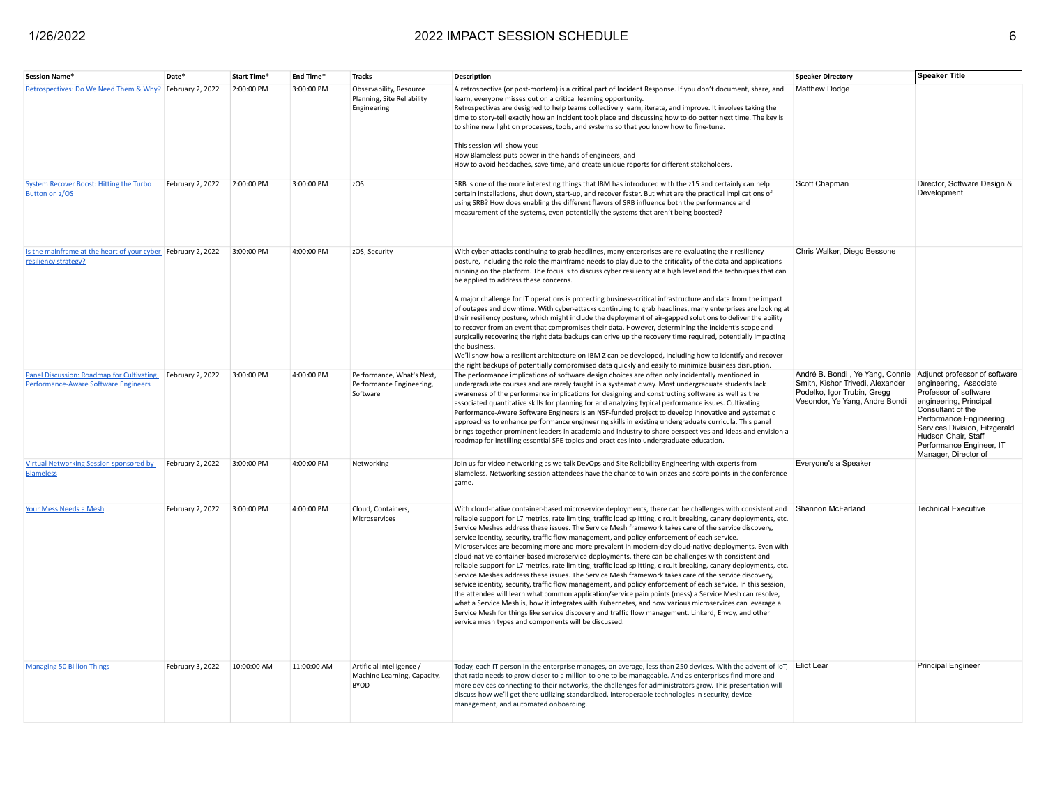| Session Name* | Date* | Start Time* | End Time* | Tracks | Description | Speaker Directory | Speaker Title |
|---|---|---|---|---|---|---|---|
| Retrospectives: Do We Need Them & Why? | February 2, 2022 | 2:00:00 PM | 3:00:00 PM | Observability, Resource Planning, Site Reliability Engineering | A retrospective (or post-mortem) is a critical part of Incident Response. If you don't document, share, and learn, everyone misses out on a critical learning opportunity.<br>Retrospectives are designed to help teams collectively learn, iterate, and improve. It involves taking the time to story-tell exactly how an incident took place and discussing how to do better next time. The key is to shine new light on processes, tools, and systems so that you know how to fine-tune.<br><br>This session will show you:<br>How Blameless puts power in the hands of engineers, and<br>How to avoid headaches, save time, and create unique reports for different stakeholders. | Matthew Dodge | |
| System Recover Boost: Hitting the Turbo Button on z/OS | February 2, 2022 | 2:00:00 PM | 3:00:00 PM | zOS | SRB is one of the more interesting things that IBM has introduced with the z15 and certainly can help certain installations, shut down, start-up, and recover faster. But what are the practical implications of using SRB? How does enabling the different flavors of SRB influence both the performance and measurement of the systems, even potentially the systems that aren't being boosted? | Scott Chapman | Director, Software Design & Development |
| Is the mainframe at the heart of your cyber resiliency strategy? | February 2, 2022 | 3:00:00 PM | 4:00:00 PM | zOS, Security | With cyber-attacks continuing to grab headlines, many enterprises are re-evaluating their resiliency posture, including the role the mainframe needs to play due to the criticality of the data and applications running on the platform. The focus is to discuss cyber resiliency at a high level and the techniques that can be applied to address these concerns.<br><br>A major challenge for IT operations is protecting business-critical infrastructure and data from the impact of outages and downtime. With cyber-attacks continuing to grab headlines, many enterprises are looking at their resiliency posture, which might include the deployment of air-gapped solutions to deliver the ability to recover from an event that compromises their data. However, determining the incident's scope and surgically recovering the right data backups can drive up the recovery time required, potentially impacting the business.<br>We'll show how a resilient architecture on IBM Z can be developed, including how to identify and recover the right backups of potentially compromised data quickly and easily to minimize business disruption. | Chris Walker, Diego Bessone | |
| Panel Discussion: Roadmap for Cultivating Performance-Aware Software Engineers | February 2, 2022 | 3:00:00 PM | 4:00:00 PM | Performance, What's Next, Performance Engineering, Software | The performance implications of software design choices are often only incidentally mentioned in undergraduate courses and are rarely taught in a systematic way. Most undergraduate students lack awareness of the performance implications for designing and constructing software as well as the associated quantitative skills for planning for and analyzing typical performance issues. Cultivating Performance-Aware Software Engineers is an NSF-funded project to develop innovative and systematic approaches to enhance performance engineering skills in existing undergraduate curricula. This panel brings together prominent leaders in academia and industry to share perspectives and ideas and envision a roadmap for instilling essential SPE topics and practices into undergraduate education. | André B. Bondi , Ye Yang, Connie Smith, Kishor Trivedi, Alexander Podelko, Igor Trubin, Gregg Vesondor, Ye Yang, Andre Bondi | Adjunct professor of software engineering, Associate Professor of software engineering, Principal Consultant of the Performance Engineering Services Division, Fitzgerald Hudson Chair, Staff Performance Engineer, IT Manager, Director of |
| Virtual Networking Session sponsored by Blameless | February 2, 2022 | 3:00:00 PM | 4:00:00 PM | Networking | Join us for video networking as we talk DevOps and Site Reliability Engineering with experts from Blameless. Networking session attendees have the chance to win prizes and score points in the conference game. | Everyone's a Speaker | |
| Your Mess Needs a Mesh | February 2, 2022 | 3:00:00 PM | 4:00:00 PM | Cloud, Containers, Microservices | With cloud-native container-based microservice deployments, there can be challenges with consistent and reliable support for L7 metrics, rate limiting, traffic load splitting, circuit breaking, canary deployments, etc. Service Meshes address these issues. The Service Mesh framework takes care of the service discovery, service identity, security, traffic flow management, and policy enforcement of each service.<br>Microservices are becoming more and more prevalent in modern-day cloud-native deployments. Even with cloud-native container-based microservice deployments, there can be challenges with consistent and reliable support for L7 metrics, rate limiting, traffic load splitting, circuit breaking, canary deployments, etc. Service Meshes address these issues. The Service Mesh framework takes care of the service discovery, service identity, security, traffic flow management, and policy enforcement of each service. In this session, the attendee will learn what common application/service pain points (mess) a Service Mesh can resolve, what a Service Mesh is, how it integrates with Kubernetes, and how various microservices can leverage a Service Mesh for things like service discovery and traffic flow management. Linkerd, Envoy, and other service mesh types and components will be discussed. | Shannon McFarland | Technical Executive |
| Managing 50 Billion Things | February 3, 2022 | 10:00:00 AM | 11:00:00 AM | Artificial Intelligence / Machine Learning, Capacity, BYOD | Today, each IT person in the enterprise manages, on average, less than 250 devices. With the advent of IoT, that ratio needs to grow closer to a million to one to be manageable. And as enterprises find more and more devices connecting to their networks, the challenges for administrators grow. This presentation will discuss how we'll get there utilizing standardized, interoperable technologies in security, device management, and automated onboarding. | Eliot Lear | Principal Engineer |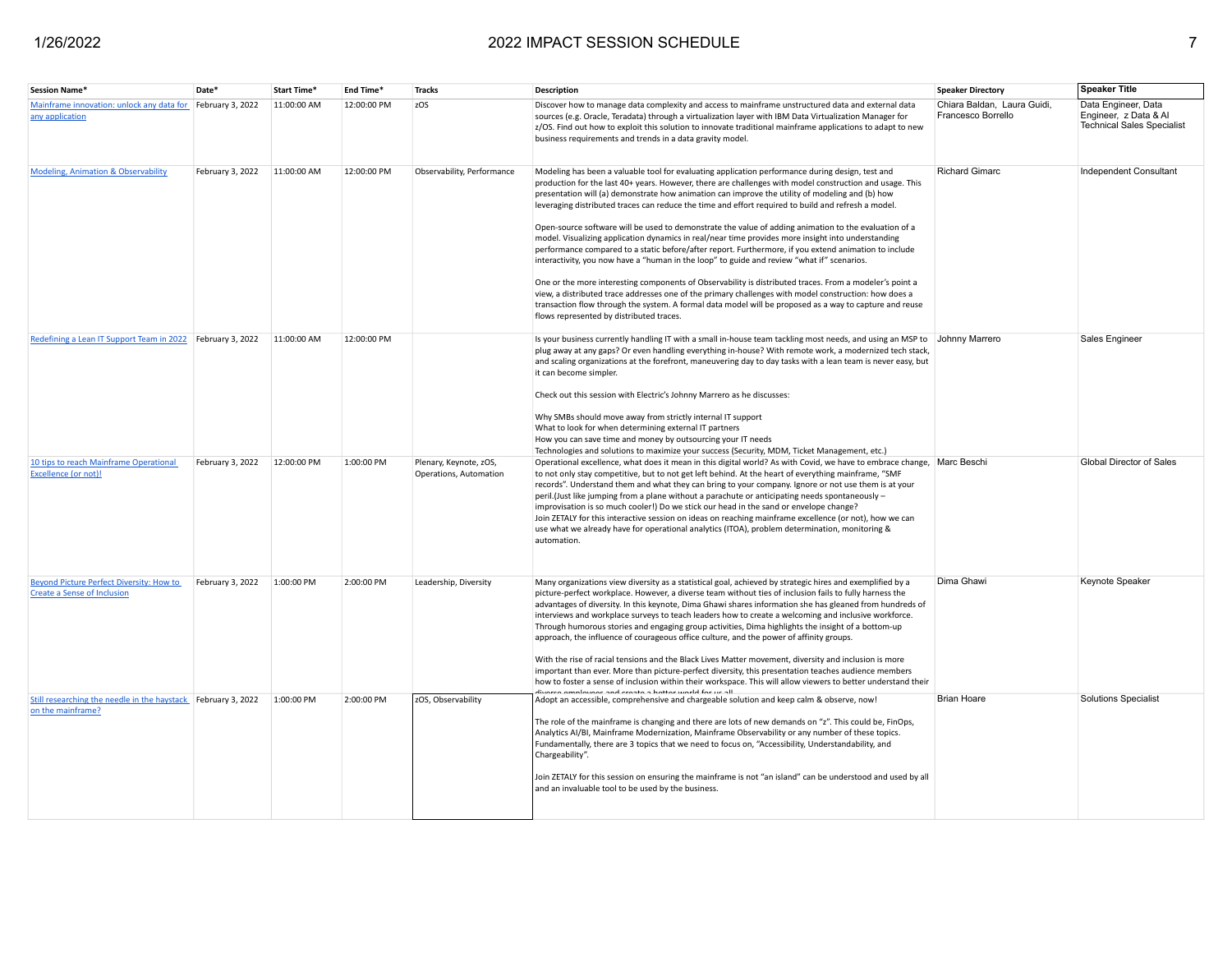| Session Name* | Date* | Start Time* | End Time* | Tracks | Description | Speaker Directory | Speaker Title |
|---|---|---|---|---|---|---|---|
| Mainframe innovation: unlock any data for any application | February 3, 2022 | 11:00:00 AM | 12:00:00 PM | zOS | Discover how to manage data complexity and access to mainframe unstructured data and external data sources (e.g. Oracle, Teradata) through a virtualization layer with IBM Data Virtualization Manager for z/OS. Find out how to exploit this solution to innovate traditional mainframe applications to adapt to new business requirements and trends in a data gravity model. | Chiara Baldan, Laura Guidi, Francesco Borrello | Data Engineer, Data Engineer, z Data & AI Technical Sales Specialist |
| Modeling, Animation & Observability | February 3, 2022 | 11:00:00 AM | 12:00:00 PM | Observability, Performance | Modeling has been a valuable tool for evaluating application performance during design, test and production for the last 40+ years. However, there are challenges with model construction and usage. This presentation will (a) demonstrate how animation can improve the utility of modeling and (b) how leveraging distributed traces can reduce the time and effort required to build and refresh a model.<br><br>Open-source software will be used to demonstrate the value of adding animation to the evaluation of a model. Visualizing application dynamics in real/near time provides more insight into understanding performance compared to a static before/after report. Furthermore, if you extend animation to include interactivity, you now have a "human in the loop" to guide and review "what if" scenarios.<br><br>One or the more interesting components of Observability is distributed traces. From a modeler's point a view, a distributed trace addresses one of the primary challenges with model construction: how does a transaction flow through the system. A formal data model will be proposed as a way to capture and reuse flows represented by distributed traces. | Richard Gimarc | Independent Consultant |
| Redefining a Lean IT Support Team in 2022 | February 3, 2022 | 11:00:00 AM | 12:00:00 PM | | Is your business currently handling IT with a small in-house team tackling most needs, and using an MSP to plug away at any gaps? Or even handling everything in-house? With remote work, a modernized tech stack, and scaling organizations at the forefront, maneuvering day to day tasks with a lean team is never easy, but it can become simpler.<br><br>Check out this session with Electric's Johnny Marrero as he discusses:<br><br>Why SMBs should move away from strictly internal IT support<br>What to look for when determining external IT partners<br>How you can save time and money by outsourcing your IT needs<br>Technologies and solutions to maximize your success (Security, MDM, Ticket Management, etc.) | Johnny Marrero | Sales Engineer |
| 10 tips to reach Mainframe Operational Excellence (or not)! | February 3, 2022 | 12:00:00 PM | 1:00:00 PM | Plenary, Keynote, zOS, Operations, Automation | Operational excellence, what does it mean in this digital world? As with Covid, we have to embrace change, to not only stay competitive, but to not get left behind. At the heart of everything mainframe, "SMF records". Understand them and what they can bring to your company. Ignore or not use them is at your peril.(Just like jumping from a plane without a parachute or anticipating needs spontaneously – improvisation is so much cooler!) Do we stick our head in the sand or envelope change?<br>Join ZETALY for this interactive session on ideas on reaching mainframe excellence (or not), how we can use what we already have for operational analytics (ITOA), problem determination, monitoring & automation. | Marc Beschi | Global Director of Sales |
| Beyond Picture Perfect Diversity: How to Create a Sense of Inclusion | February 3, 2022 | 1:00:00 PM | 2:00:00 PM | Leadership, Diversity | Many organizations view diversity as a statistical goal, achieved by strategic hires and exemplified by a picture-perfect workplace. However, a diverse team without ties of inclusion fails to fully harness the advantages of diversity. In this keynote, Dima Ghawi shares information she has gleaned from hundreds of interviews and workplace surveys to teach leaders how to create a welcoming and inclusive workforce. Through humorous stories and engaging group activities, Dima highlights the insight of a bottom-up approach, the influence of courageous office culture, and the power of affinity groups.<br><br>With the rise of racial tensions and the Black Lives Matter movement, diversity and inclusion is more important than ever. More than picture-perfect diversity, this presentation teaches audience members how to foster a sense of inclusion within their workspace. This will allow viewers to better understand their diverse employees and create a better world for us all | Dima Ghawi | Keynote Speaker |
| Still researching the needle in the haystack on the mainframe? | February 3, 2022 | 1:00:00 PM | 2:00:00 PM | zOS, Observability | Adopt an accessible, comprehensive and chargeable solution and keep calm & observe, now!<br><br>The role of the mainframe is changing and there are lots of new demands on "z". This could be, FinOps, Analytics AI/BI, Mainframe Modernization, Mainframe Observability or any number of these topics. Fundamentally, there are 3 topics that we need to focus on, "Accessibility, Understandability, and Chargeability".<br><br>Join ZETALY for this session on ensuring the mainframe is not "an island" can be understood and used by all and an invaluable tool to be used by the business. | Brian Hoare | Solutions Specialist |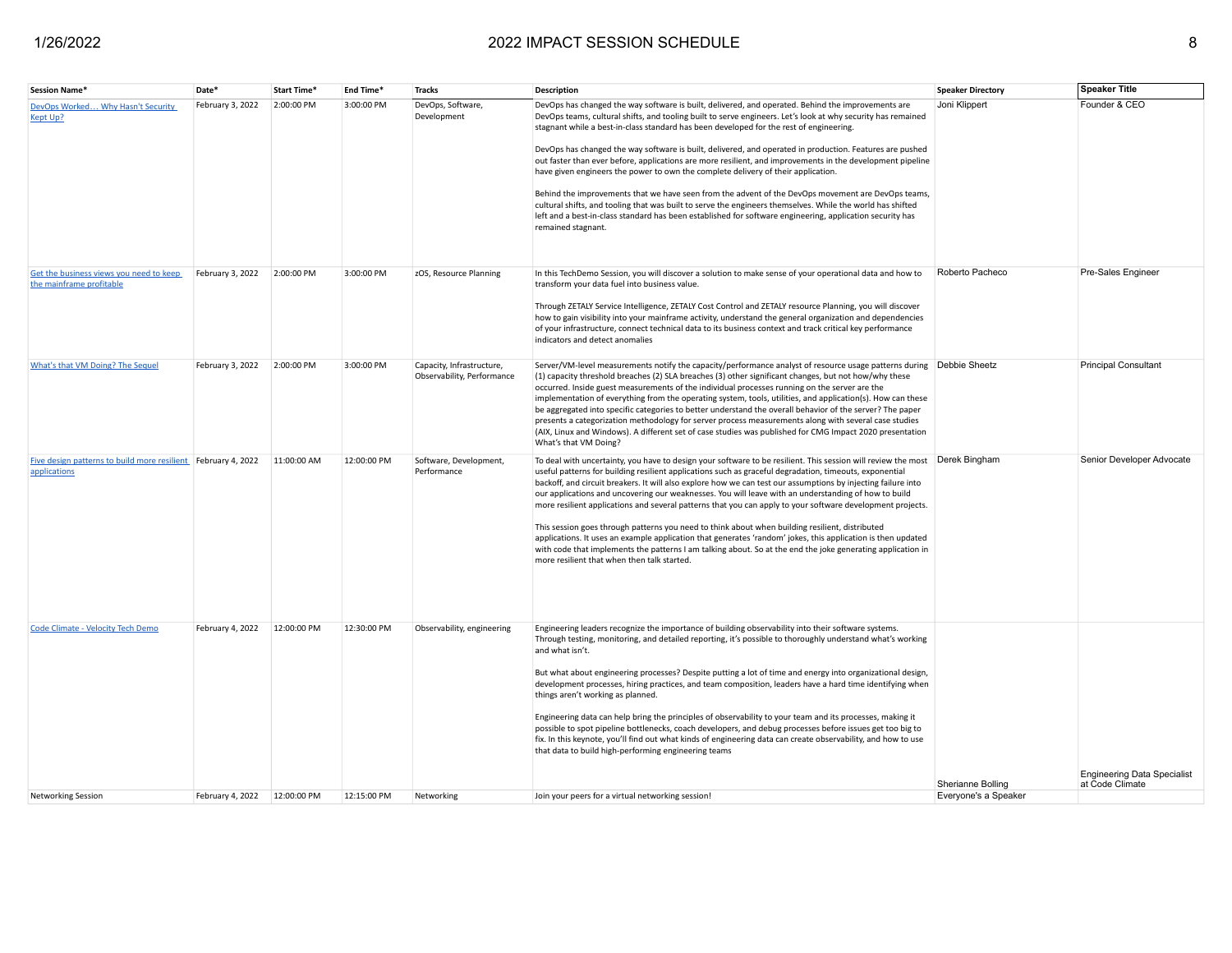| Session Name* | Date* | Start Time* | End Time* | Tracks | Description | Speaker Directory | Speaker Title |
|---|---|---|---|---|---|---|---|
| DevOps Worked… Why Hasn't Security Kept Up? | February 3, 2022 | 2:00:00 PM | 3:00:00 PM | DevOps, Software, Development | DevOps has changed the way software is built, delivered, and operated. Behind the improvements are DevOps teams, cultural shifts, and tooling built to serve engineers. Let's look at why security has remained stagnant while a best-in-class standard has been developed for the rest of engineering.<br><br>DevOps has changed the way software is built, delivered, and operated in production. Features are pushed out faster than ever before, applications are more resilient, and improvements in the development pipeline have given engineers the power to own the complete delivery of their application.<br><br>Behind the improvements that we have seen from the advent of the DevOps movement are DevOps teams, cultural shifts, and tooling that was built to serve the engineers themselves. While the world has shifted left and a best-in-class standard has been established for software engineering, application security has remained stagnant. | Joni Klippert | Founder & CEO |
| Get the business views you need to keep the mainframe profitable | February 3, 2022 | 2:00:00 PM | 3:00:00 PM | zOS, Resource Planning | In this TechDemo Session, you will discover a solution to make sense of your operational data and how to transform your data fuel into business value.<br><br>Through ZETALY Service Intelligence, ZETALY Cost Control and ZETALY resource Planning, you will discover how to gain visibility into your mainframe activity, understand the general organization and dependencies of your infrastructure, connect technical data to its business context and track critical key performance indicators and detect anomalies | Roberto Pacheco | Pre-Sales Engineer |
| What's that VM Doing? The Sequel | February 3, 2022 | 2:00:00 PM | 3:00:00 PM | Capacity, Infrastructure, Observability, Performance | Server/VM-level measurements notify the capacity/performance analyst of resource usage patterns during (1) capacity threshold breaches (2) SLA breaches (3) other significant changes, but not how/why these occurred. Inside guest measurements of the individual processes running on the server are the implementation of everything from the operating system, tools, utilities, and application(s). How can these be aggregated into specific categories to better understand the overall behavior of the server? The paper presents a categorization methodology for server process measurements along with several case studies (AIX, Linux and Windows). A different set of case studies was published for CMG Impact 2020 presentation What's that VM Doing? | Debbie Sheetz | Principal Consultant |
| Five design patterns to build more resilient applications | February 4, 2022 | 11:00:00 AM | 12:00:00 PM | Software, Development, Performance | To deal with uncertainty, you have to design your software to be resilient. This session will review the most useful patterns for building resilient applications such as graceful degradation, timeouts, exponential backoff, and circuit breakers. It will also explore how we can test our assumptions by injecting failure into our applications and uncovering our weaknesses. You will leave with an understanding of how to build more resilient applications and several patterns that you can apply to your software development projects.<br><br>This session goes through patterns you need to think about when building resilient, distributed applications. It uses an example application that generates 'random' jokes, this application is then updated with code that implements the patterns I am talking about. So at the end the joke generating application in more resilient that when then talk started. | Derek Bingham | Senior Developer Advocate |
| Code Climate - Velocity Tech Demo | February 4, 2022 | 12:00:00 PM | 12:30:00 PM | Observability, engineering | Engineering leaders recognize the importance of building observability into their software systems. Through testing, monitoring, and detailed reporting, it's possible to thoroughly understand what's working and what isn't.<br><br>But what about engineering processes? Despite putting a lot of time and energy into organizational design, development processes, hiring practices, and team composition, leaders have a hard time identifying when things aren't working as planned.<br><br>Engineering data can help bring the principles of observability to your team and its processes, making it possible to spot pipeline bottlenecks, coach developers, and debug processes before issues get too big to fix. In this keynote, you'll find out what kinds of engineering data can create observability, and how to use that data to build high-performing engineering teams | Sherianne Bolling | Engineering Data Specialist at Code Climate |
| Networking Session | February 4, 2022 | 12:00:00 PM | 12:15:00 PM | Networking | Join your peers for a virtual networking session! | Everyone's a Speaker | |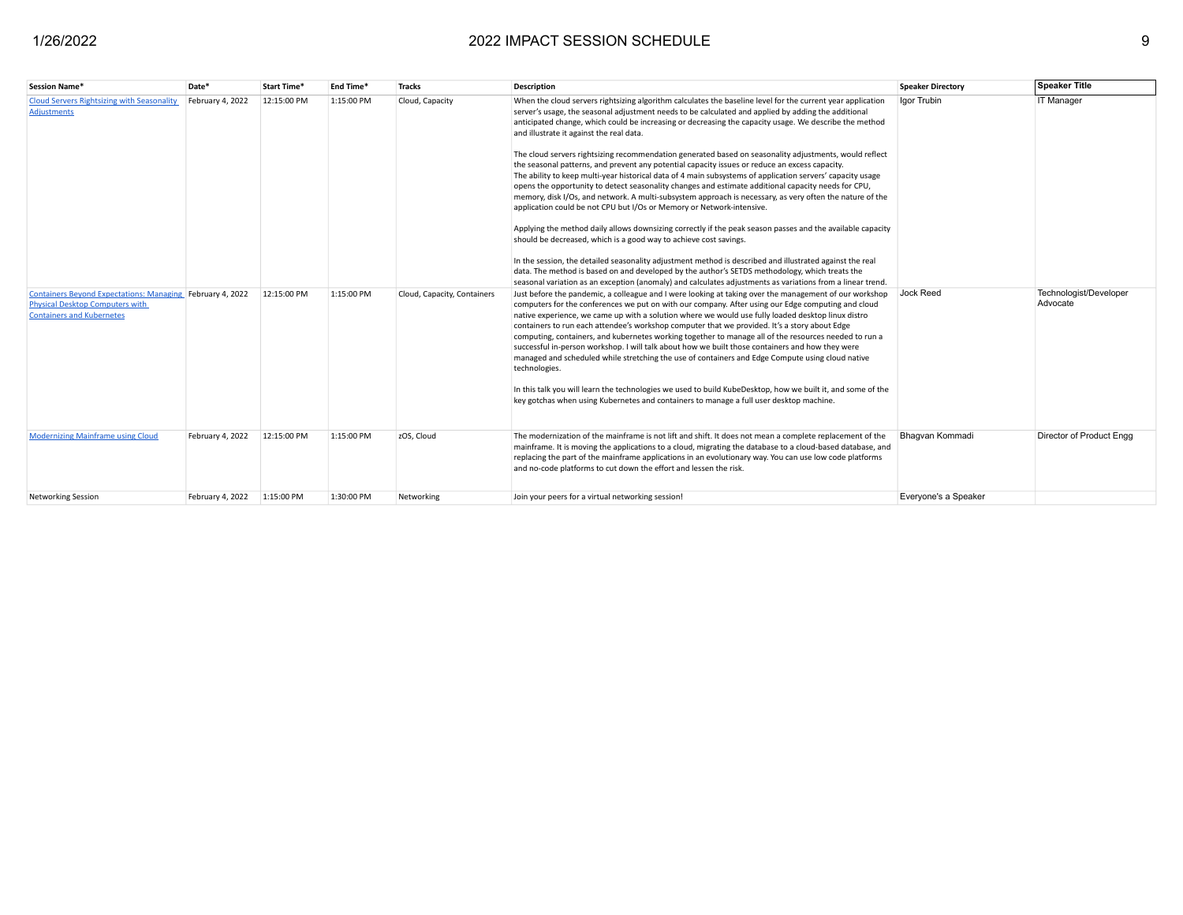| Session Name* | Date* | Start Time* | End Time* | Tracks | Description | Speaker Directory | Speaker Title |
|---|---|---|---|---|---|---|---|
| Cloud Servers Rightsizing with Seasonality Adjustments | February 4, 2022 | 12:15:00 PM | 1:15:00 PM | Cloud, Capacity | When the cloud servers rightsizing algorithm calculates the baseline level for the current year application server's usage, the seasonal adjustment needs to be calculated and applied by adding the additional anticipated change, which could be increasing or decreasing the capacity usage. We describe the method and illustrate it against the real data.<br><br>The cloud servers rightsizing recommendation generated based on seasonality adjustments, would reflect the seasonal patterns, and prevent any potential capacity issues or reduce an excess capacity.<br>The ability to keep multi-year historical data of 4 main subsystems of application servers' capacity usage opens the opportunity to detect seasonality changes and estimate additional capacity needs for CPU, memory, disk I/Os, and network. A multi-subsystem approach is necessary, as very often the nature of the application could be not CPU but I/Os or Memory or Network-intensive.<br><br>Applying the method daily allows downsizing correctly if the peak season passes and the available capacity should be decreased, which is a good way to achieve cost savings.<br><br>In the session, the detailed seasonality adjustment method is described and illustrated against the real data. The method is based on and developed by the author's SETDS methodology, which treats the seasonal variation as an exception (anomaly) and calculates adjustments as variations from a linear trend. | Igor Trubin | IT Manager |
| Containers Beyond Expectations: Managing Physical Desktop Computers with Containers and Kubernetes | February 4, 2022 | 12:15:00 PM | 1:15:00 PM | Cloud, Capacity, Containers | Just before the pandemic, a colleague and I were looking at taking over the management of our workshop computers for the conferences we put on with our company. After using our Edge computing and cloud native experience, we came up with a solution where we would use fully loaded desktop linux distro containers to run each attendee's workshop computer that we provided. It's a story about Edge computing, containers, and kubernetes working together to manage all of the resources needed to run a successful in-person workshop. I will talk about how we built those containers and how they were managed and scheduled while stretching the use of containers and Edge Compute using cloud native technologies.<br><br>In this talk you will learn the technologies we used to build KubeDesktop, how we built it, and some of the key gotchas when using Kubernetes and containers to manage a full user desktop machine. | Jock Reed | Technologist/Developer Advocate |
| Modernizing Mainframe using Cloud | February 4, 2022 | 12:15:00 PM | 1:15:00 PM | zOS, Cloud | The modernization of the mainframe is not lift and shift. It does not mean a complete replacement of the mainframe. It is moving the applications to a cloud, migrating the database to a cloud-based database, and replacing the part of the mainframe applications in an evolutionary way. You can use low code platforms and no-code platforms to cut down the effort and lessen the risk. | Bhagvan Kommadi | Director of Product Engg |
| Networking Session | February 4, 2022 | 1:15:00 PM | 1:30:00 PM | Networking | Join your peers for a virtual networking session! | Everyone's a Speaker | |